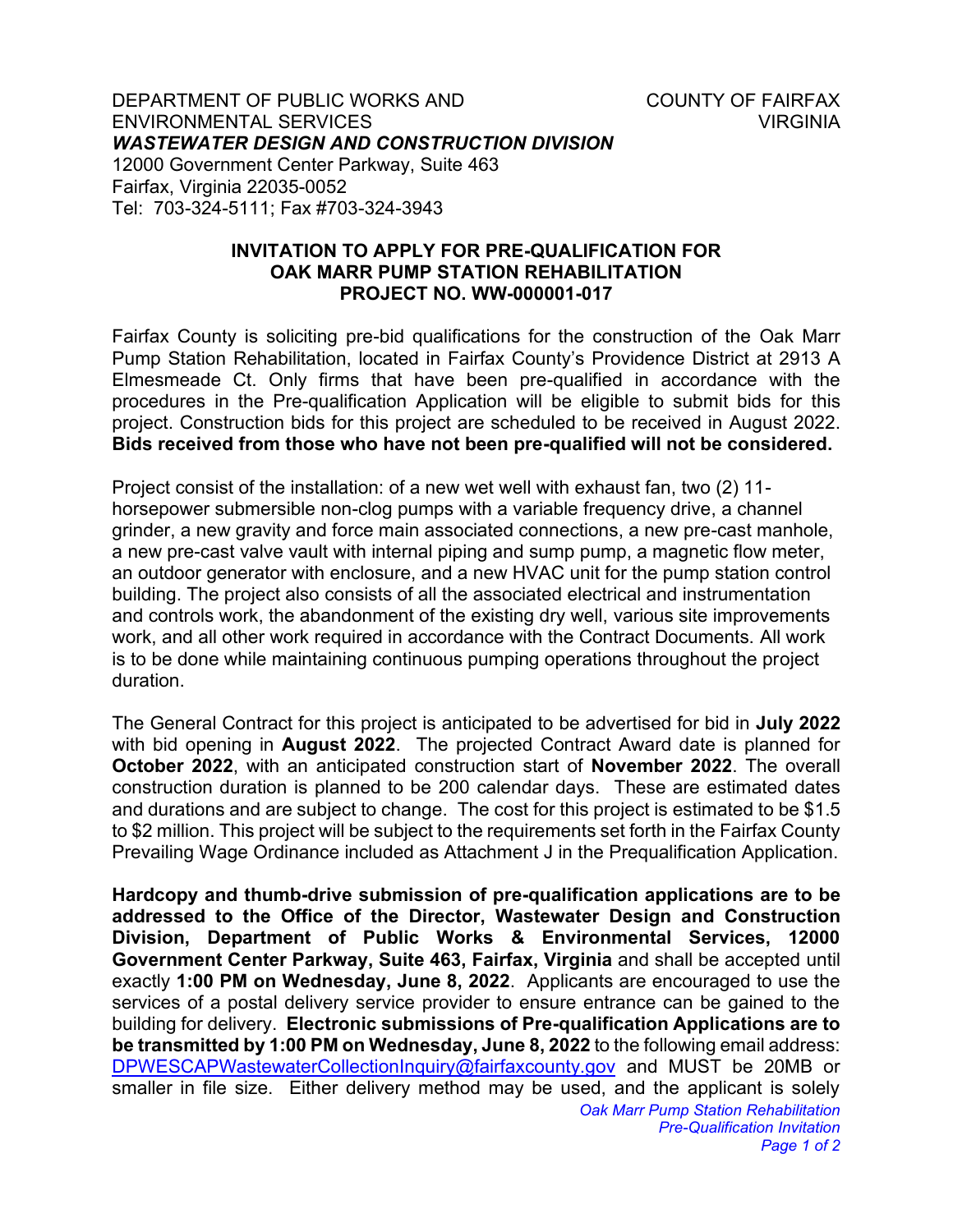DEPARTMENT OF PUBLIC WORKS AND ENVIRONMENTAL SERVICES
***WASTEWATER DESIGN AND CONSTRUCTION DIVISION***
12000 Government Center Parkway, Suite 463
Fairfax, Virginia 22035-0052
Tel: 703-324-5111; Fax #703-324-3943

COUNTY OF FAIRFAX
VIRGINIA

## INVITATION TO APPLY FOR PRE-QUALIFICATION FOR OAK MARR PUMP STATION REHABILITATION PROJECT NO. WW-000001-017

Fairfax County is soliciting pre-bid qualifications for the construction of the Oak Marr Pump Station Rehabilitation, located in Fairfax County's Providence District at 2913 A Elmesmeade Ct. Only firms that have been pre-qualified in accordance with the procedures in the Pre-qualification Application will be eligible to submit bids for this project. Construction bids for this project are scheduled to be received in August 2022. **Bids received from those who have not been pre-qualified will not be considered.**

Project consist of the installation: of a new wet well with exhaust fan, two (2) 11-horsepower submersible non-clog pumps with a variable frequency drive, a channel grinder, a new gravity and force main associated connections, a new pre-cast manhole, a new pre-cast valve vault with internal piping and sump pump, a magnetic flow meter, an outdoor generator with enclosure, and a new HVAC unit for the pump station control building. The project also consists of all the associated electrical and instrumentation and controls work, the abandonment of the existing dry well, various site improvements work, and all other work required in accordance with the Contract Documents. All work is to be done while maintaining continuous pumping operations throughout the project duration.

The General Contract for this project is anticipated to be advertised for bid in **July 2022** with bid opening in **August 2022**. The projected Contract Award date is planned for **October 2022**, with an anticipated construction start of **November 2022**. The overall construction duration is planned to be 200 calendar days. These are estimated dates and durations and are subject to change. The cost for this project is estimated to be $1.5 to $2 million. This project will be subject to the requirements set forth in the Fairfax County Prevailing Wage Ordinance included as Attachment J in the Prequalification Application.

**Hardcopy and thumb-drive submission of pre-qualification applications are to be addressed to the Office of the Director, Wastewater Design and Construction Division, Department of Public Works & Environmental Services, 12000 Government Center Parkway, Suite 463, Fairfax, Virginia** and shall be accepted until exactly **1:00 PM on Wednesday, June 8, 2022**. Applicants are encouraged to use the services of a postal delivery service provider to ensure entrance can be gained to the building for delivery. **Electronic submissions of Pre-qualification Applications are to be transmitted by 1:00 PM on Wednesday, June 8, 2022** to the following email address: DPWESCAPWastewaterCollectionInquiry@fairfaxcounty.gov and MUST be 20MB or smaller in file size. Either delivery method may be used, and the applicant is solely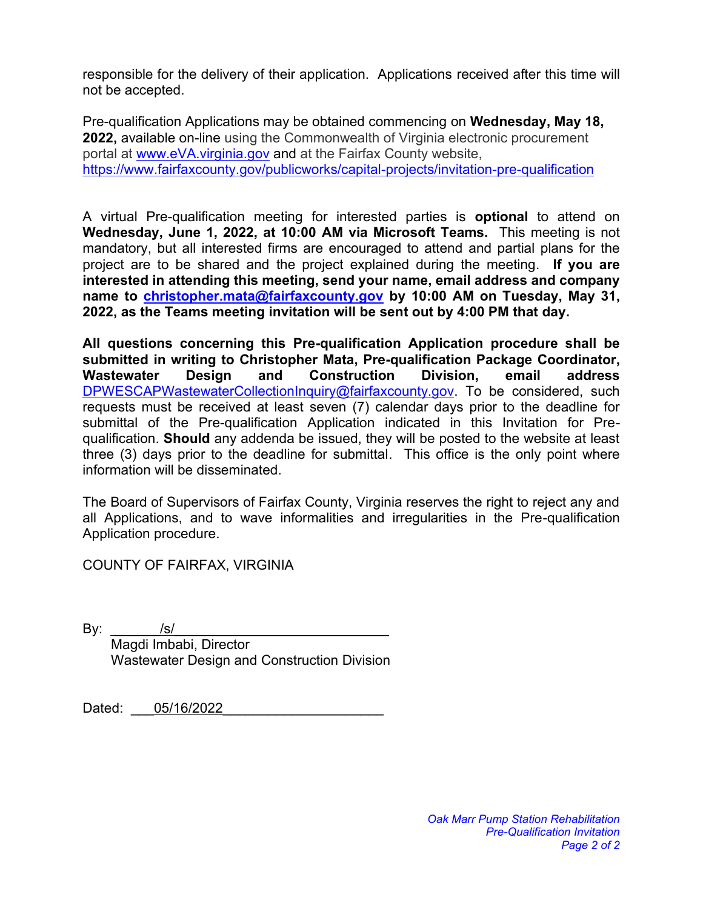responsible for the delivery of their application. Applications received after this time will not be accepted.

Pre-qualification Applications may be obtained commencing on **Wednesday, May 18, 2022,** available on-line using the Commonwealth of Virginia electronic procurement portal at www.eVA.virginia.gov and at the Fairfax County website, https://www.fairfaxcounty.gov/publicworks/capital-projects/invitation-pre-qualification

A virtual Pre-qualification meeting for interested parties is **optional** to attend on **Wednesday, June 1, 2022, at 10:00 AM via Microsoft Teams.** This meeting is not mandatory, but all interested firms are encouraged to attend and partial plans for the project are to be shared and the project explained during the meeting. **If you are interested in attending this meeting, send your name, email address and company name to christopher.mata@fairfaxcounty.gov by 10:00 AM on Tuesday, May 31, 2022, as the Teams meeting invitation will be sent out by 4:00 PM that day.**

**All questions concerning this Pre-qualification Application procedure shall be submitted in writing to Christopher Mata, Pre-qualification Package Coordinator, Wastewater Design and Construction Division, email address** DPWESCAPWastewaterCollectionInquiry@fairfaxcounty.gov. To be considered, such requests must be received at least seven (7) calendar days prior to the deadline for submittal of the Pre-qualification Application indicated in this Invitation for Pre-qualification. **Should** any addenda be issued, they will be posted to the website at least three (3) days prior to the deadline for submittal. This office is the only point where information will be disseminated.

The Board of Supervisors of Fairfax County, Virginia reserves the right to reject any and all Applications, and to wave informalities and irregularities in the Pre-qualification Application procedure.

COUNTY OF FAIRFAX, VIRGINIA

By: ______/s/___________________________
Magdi Imbabi, Director
Wastewater Design and Construction Division

Dated: ___05/16/2022____________________